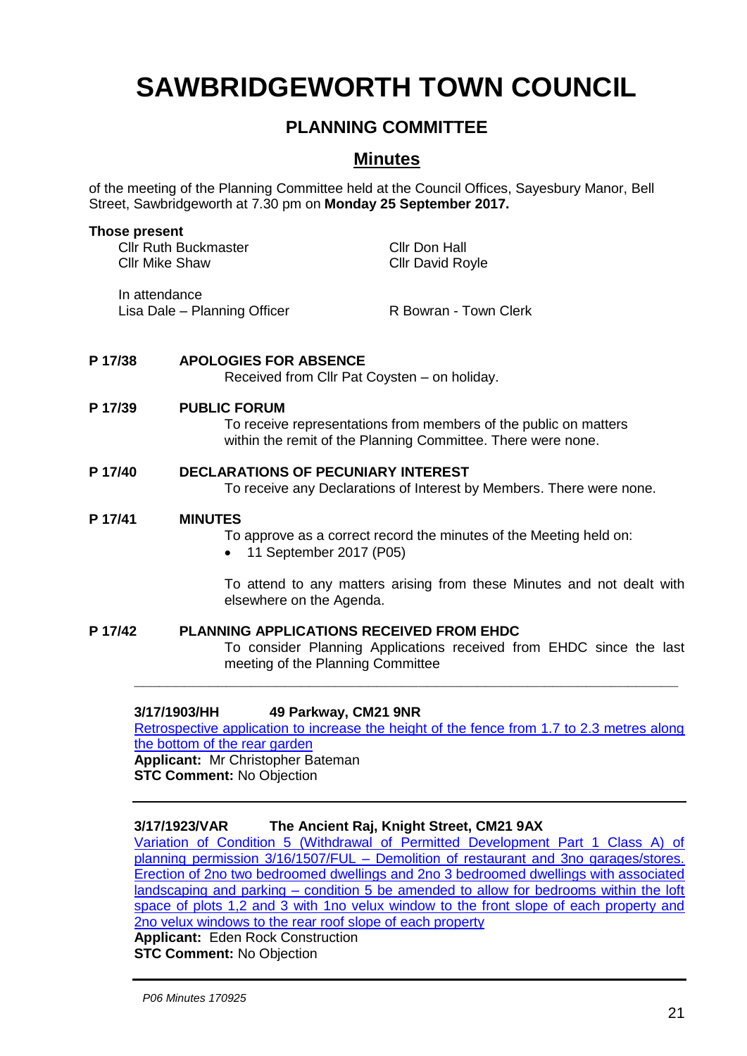# SAWBRIDGEWORTH TOWN COUNCIL

## PLANNING COMMITTEE

## Minutes

of the meeting of the Planning Committee held at the Council Offices, Sayesbury Manor, Bell Street, Sawbridgeworth at 7.30 pm on **Monday 25 September 2017.**

**Those present**

Cllr Ruth Buckmaster
Cllr Mike Shaw
Cllr Don Hall
Cllr David Royle

In attendance
Lisa Dale – Planning Officer
R Bowran - Town Clerk

**P 17/38 APOLOGIES FOR ABSENCE**

Received from Cllr Pat Coysten – on holiday.

**P 17/39 PUBLIC FORUM**

To receive representations from members of the public on matters within the remit of the Planning Committee. There were none.

**P 17/40 DECLARATIONS OF PECUNIARY INTEREST**

To receive any Declarations of Interest by Members. There were none.

**P 17/41 MINUTES**

To approve as a correct record the minutes of the Meeting held on:

- 11 September 2017 (P05)

To attend to any matters arising from these Minutes and not dealt with elsewhere on the Agenda.

**P 17/42 PLANNING APPLICATIONS RECEIVED FROM EHDC**

To consider Planning Applications received from EHDC since the last meeting of the Planning Committee

---

**3/17/1903/HH 49 Parkway, CM21 9NR**

Retrospective application to increase the height of the fence from 1.7 to 2.3 metres along the bottom of the rear garden

**Applicant:** Mr Christopher Bateman
**STC Comment:** No Objection

---

**3/17/1923/VAR The Ancient Raj, Knight Street, CM21 9AX**

Variation of Condition 5 (Withdrawal of Permitted Development Part 1 Class A) of planning permission 3/16/1507/FUL – Demolition of restaurant and 3no garages/stores. Erection of 2no two bedroomed dwellings and 2no 3 bedroomed dwellings with associated landscaping and parking – condition 5 be amended to allow for bedrooms within the loft space of plots 1,2 and 3 with 1no velux window to the front slope of each property and 2no velux windows to the rear roof slope of each property

**Applicant:** Eden Rock Construction
**STC Comment:** No Objection

---

*P06 Minutes 170925*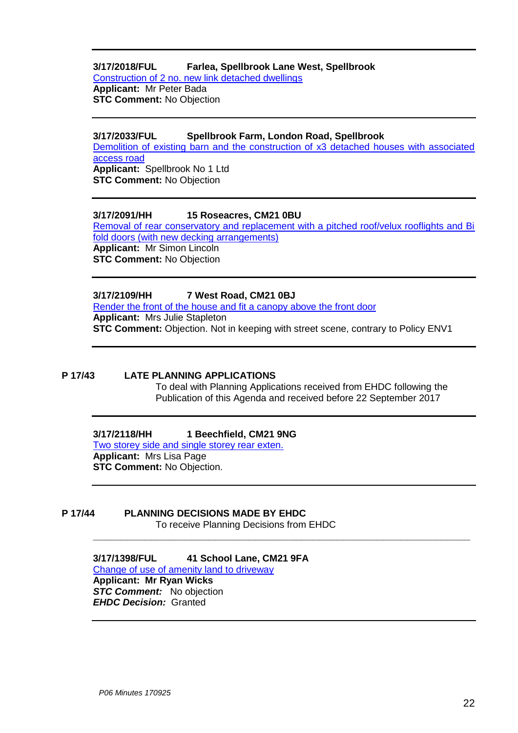**3/17/2018/FUL Farlea, Spellbrook Lane West, Spellbrook**
Construction of 2 no. new link detached dwellings
**Applicant:** Mr Peter Bada
**STC Comment:** No Objection

---

**3/17/2033/FUL Spellbrook Farm, London Road, Spellbrook**
Demolition of existing barn and the construction of x3 detached houses with associated access road
**Applicant:** Spellbrook No 1 Ltd
**STC Comment:** No Objection

---

**3/17/2091/HH 15 Roseacres, CM21 0BU**
Removal of rear conservatory and replacement with a pitched roof/velux rooflights and Bi fold doors (with new decking arrangements)
**Applicant:** Mr Simon Lincoln
**STC Comment:** No Objection

---

**3/17/2109/HH 7 West Road, CM21 0BJ**
Render the front of the house and fit a canopy above the front door
**Applicant:** Mrs Julie Stapleton
**STC Comment:** Objection. Not in keeping with street scene, contrary to Policy ENV1

---

## P 17/43 LATE PLANNING APPLICATIONS

To deal with Planning Applications received from EHDC following the Publication of this Agenda and received before 22 September 2017

---

**3/17/2118/HH 1 Beechfield, CM21 9NG**
Two storey side and single storey rear exten.
**Applicant:** Mrs Lisa Page
**STC Comment:** No Objection.

---

## P 17/44 PLANNING DECISIONS MADE BY EHDC

To receive Planning Decisions from EHDC

---

**3/17/1398/FUL 41 School Lane, CM21 9FA**
Change of use of amenity land to driveway
**Applicant: Mr Ryan Wicks**
***STC Comment:*** No objection
***EHDC Decision:*** Granted

---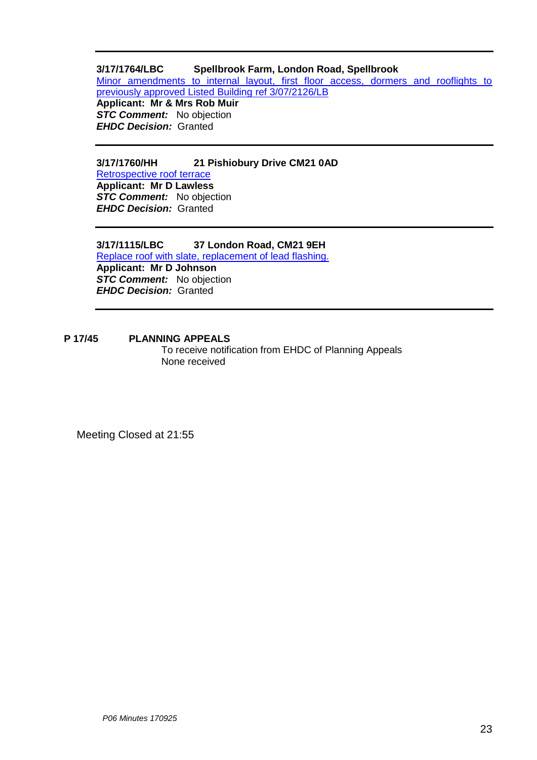---

**3/17/1764/LBC Spellbrook Farm, London Road, Spellbrook**

Minor amendments to internal layout, first floor access, dormers and rooflights to previously approved Listed Building ref 3/07/2126/LB

**Applicant: Mr & Mrs Rob Muir**

***STC Comment:*** No objection

***EHDC Decision:*** Granted

---

**3/17/1760/HH 21 Pishiobury Drive CM21 0AD**

Retrospective roof terrace

**Applicant: Mr D Lawless**

***STC Comment:*** No objection

***EHDC Decision:*** Granted

---

**3/17/1115/LBC 37 London Road, CM21 9EH**

Replace roof with slate, replacement of lead flashing.

**Applicant: Mr D Johnson**

***STC Comment:*** No objection

***EHDC Decision:*** Granted

---

**P 17/45 PLANNING APPEALS**

To receive notification from EHDC of Planning Appeals
None received

Meeting Closed at 21:55